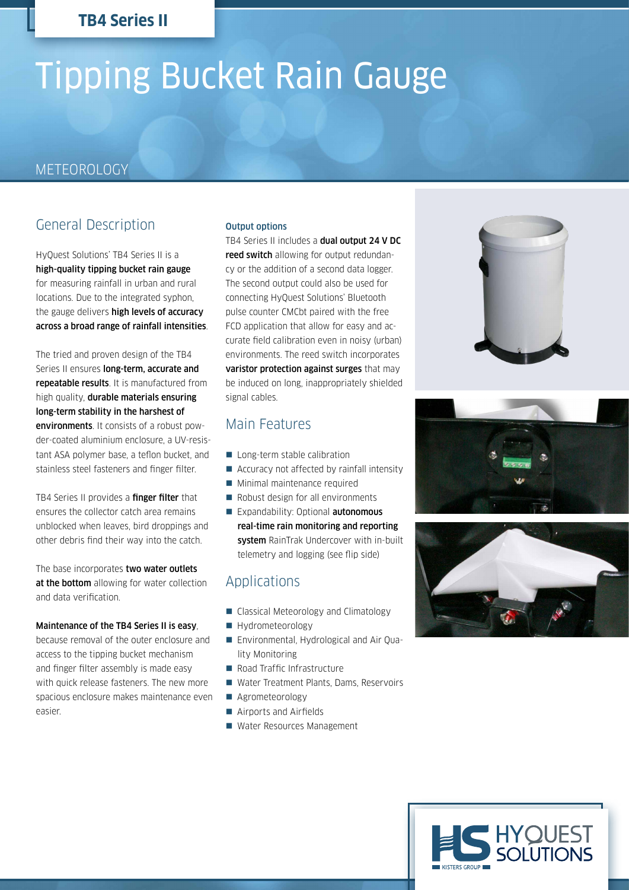**TB4 Series II**

# Tipping Bucket Rain Gauge

METEOROLOGY

## General Description

HyQuest Solutions' TB4 Series II is a **high-quality tipping bucket rain gauge** for measuring rainfall in urban and rural locations. Due to the integrated syphon, the gauge delivers **high levels of accuracy across a broad range of rainfall intensities**.

The tried and proven design of the TB4 Series II ensures **long-term, accurate and repeatable results**. It is manufactured from high quality, **durable materials ensuring long-term stability in the harshest of environments**. It consists of a robust powder-coated aluminium enclosure, a UV-resistant ASA polymer base, a teflon bucket, and stainless steel fasteners and finger filter.

TB4 Series II provides a **finger filter** that ensures the collector catch area remains unblocked when leaves, bird droppings and other debris find their way into the catch.

The base incorporates **two water outlets at the bottom** allowing for water collection and data verification.

**Maintenance of the TB4 Series II is easy**, because removal of the outer enclosure and access to the tipping bucket mechanism and finger filter assembly is made easy with quick release fasteners. The new more spacious enclosure makes maintenance even easier.

### Output options

TB4 Series II includes a **dual output 24 V DC reed switch** allowing for output redundancy or the addition of a second data logger. The second output could also be used for connecting HyQuest Solutions' Bluetooth pulse counter CMCbt paired with the free FCD application that allow for easy and accurate field calibration even in noisy (urban) environments. The reed switch incorporates **varistor protection against surges** that may be induced on long, inappropriately shielded signal cables.

## Main Features

- Long-term stable calibration
- Accuracy not affected by rainfall intensity
- Minimal maintenance required
- Robust design for all environments
- Expandability: Optional **autonomous real-time rain monitoring and reporting system** RainTrak Undercover with in-built telemetry and logging (see flip side)

## Applications

- Classical Meteorology and Climatology
- Hydrometeorology
- Environmental, Hydrological and Air Quality Monitoring
- Road Traffic Infrastructure
- Water Treatment Plants, Dams, Reservoirs
- Agrometeorology
- Airports and Airfields
- Water Resources Management

HYQUEST SOLUTIONS
KISTERS GROUP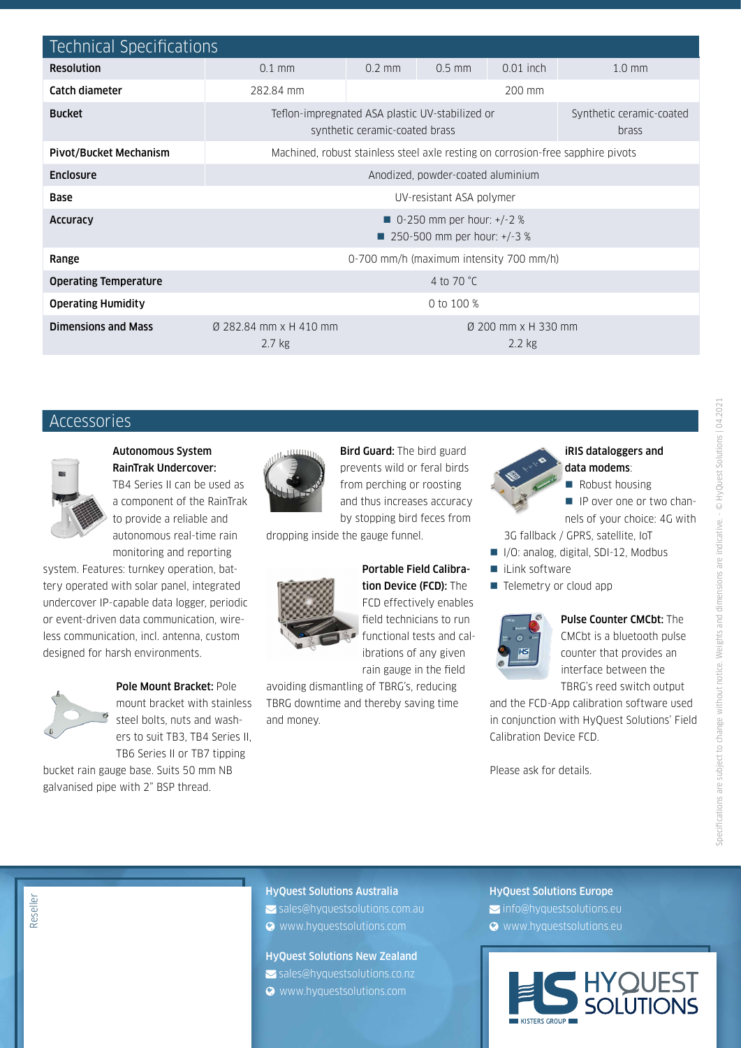## Technical Specifications

| | | | | | |
|---|---|---|---|---|---|
| **Resolution** | 0.1 mm | 0.2 mm | 0.5 mm | 0.01 inch | 1.0 mm |
| **Catch diameter** | 282.84 mm | 200 mm | | | |
| **Bucket** | Teflon-impregnated ASA plastic UV-stabilized or synthetic ceramic-coated brass | | | | Synthetic ceramic-coated brass |
| **Pivot/Bucket Mechanism** | Machined, robust stainless steel axle resting on corrosion-free sapphire pivots | | | | |
| **Enclosure** | Anodized, powder-coated aluminium | | | | |
| **Base** | UV-resistant ASA polymer | | | | |
| **Accuracy** | ■ 0-250 mm per hour: +/-2 % ■ 250-500 mm per hour: +/-3 % | | | | |
| **Range** | 0-700 mm/h (maximum intensity 700 mm/h) | | | | |
| **Operating Temperature** | 4 to 70 °C | | | | |
| **Operating Humidity** | 0 to 100 % | | | | |
| **Dimensions and Mass** | Ø 282.84 mm x H 410 mm 2.7 kg | Ø 200 mm x H 330 mm 2.2 kg | | | |

## Accessories

**Autonomous System RainTrak Undercover:** TB4 Series II can be used as a component of the RainTrak to provide a reliable and autonomous real-time rain monitoring and reporting system. Features: turnkey operation, battery operated with solar panel, integrated undercover IP-capable data logger, periodic or event-driven data communication, wireless communication, incl. antenna, custom designed for harsh environments.

**Pole Mount Bracket:** Pole mount bracket with stainless steel bolts, nuts and washers to suit TB3, TB4 Series II, TB6 Series II or TB7 tipping bucket rain gauge base. Suits 50 mm NB galvanised pipe with 2" BSP thread.

**Bird Guard:** The bird guard prevents wild or feral birds from perching or roosting and thus increases accuracy by stopping bird feces from dropping inside the gauge funnel.

**Portable Field Calibration Device (FCD):** The FCD effectively enables field technicians to run functional tests and calibrations of any given rain gauge in the field avoiding dismantling of TBRG's, reducing TBRG downtime and thereby saving time and money.

**iRIS dataloggers and data modems**:

- Robust housing
- IP over one or two channels of your choice: 4G with 3G fallback / GPRS, satellite, IoT
- I/O: analog, digital, SDI-12, Modbus
- iLink software
- Telemetry or cloud app

**Pulse Counter CMCbt:** The CMCbt is a bluetooth pulse counter that provides an interface between the TBRG's reed switch output and the FCD-App calibration software used in conjunction with HyQuest Solutions' Field Calibration Device FCD.

Please ask for details.

Specifications are subject to change without notice. Weights and dimensions are indicative. - © HyQuest Solutions | 04.2021

Reseller

**HyQuest Solutions Australia**
sales@hyquestsolutions.com.au
www.hyquestsolutions.com

**HyQuest Solutions New Zealand**
sales@hyquestsolutions.co.nz
www.hyquestsolutions.com

**HyQuest Solutions Europe**
info@hyquestsolutions.eu
www.hyquestsolutions.eu

HYQUEST SOLUTIONS
KISTERS GROUP